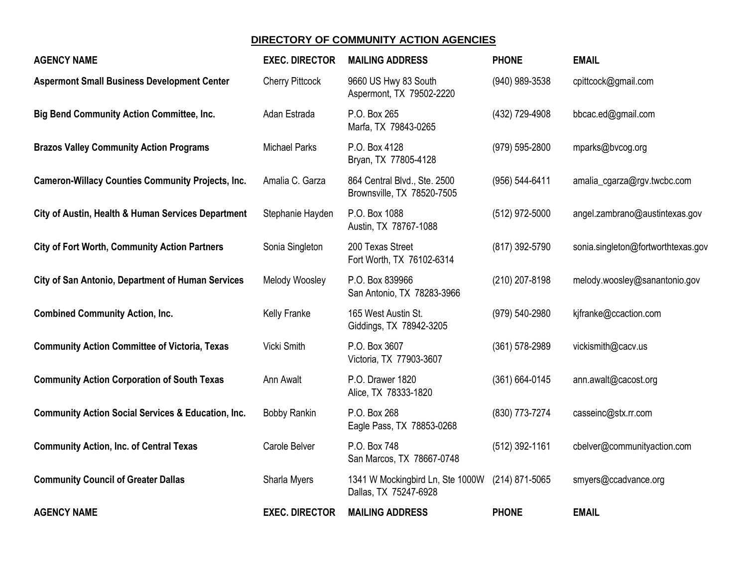## DIRECTORY OF COMMUNITY ACTION AGENCIES

| AGENCY NAME | EXEC. DIRECTOR | MAILING ADDRESS | PHONE | EMAIL |
|---|---|---|---|---|
| **Aspermont Small Business Development Center** | Cherry Pittcock | 9660 US Hwy 83 South<br>Aspermont, TX 79502-2220 | (940) 989-3538 | cpittcock@gmail.com |
| **Big Bend Community Action Committee, Inc.** | Adan Estrada | P.O. Box 265<br>Marfa, TX 79843-0265 | (432) 729-4908 | bbcac.ed@gmail.com |
| **Brazos Valley Community Action Programs** | Michael Parks | P.O. Box 4128<br>Bryan, TX 77805-4128 | (979) 595-2800 | mparks@bvcog.org |
| **Cameron-Willacy Counties Community Projects, Inc.** | Amalia C. Garza | 864 Central Blvd., Ste. 2500<br>Brownsville, TX 78520-7505 | (956) 544-6411 | amalia_cgarza@rgv.twcbc.com |
| **City of Austin, Health & Human Services Department** | Stephanie Hayden | P.O. Box 1088<br>Austin, TX 78767-1088 | (512) 972-5000 | angel.zambrano@austintexas.gov |
| **City of Fort Worth, Community Action Partners** | Sonia Singleton | 200 Texas Street<br>Fort Worth, TX 76102-6314 | (817) 392-5790 | sonia.singleton@fortworthtexas.gov |
| **City of San Antonio, Department of Human Services** | Melody Woosley | P.O. Box 839966<br>San Antonio, TX 78283-3966 | (210) 207-8198 | melody.woosley@sanantonio.gov |
| **Combined Community Action, Inc.** | Kelly Franke | 165 West Austin St.<br>Giddings, TX 78942-3205 | (979) 540-2980 | kjfranke@ccaction.com |
| **Community Action Committee of Victoria, Texas** | Vicki Smith | P.O. Box 3607<br>Victoria, TX 77903-3607 | (361) 578-2989 | vickismith@cacv.us |
| **Community Action Corporation of South Texas** | Ann Awalt | P.O. Drawer 1820<br>Alice, TX 78333-1820 | (361) 664-0145 | ann.awalt@cacost.org |
| **Community Action Social Services & Education, Inc.** | Bobby Rankin | P.O. Box 268<br>Eagle Pass, TX 78853-0268 | (830) 773-7274 | casseinc@stx.rr.com |
| **Community Action, Inc. of Central Texas** | Carole Belver | P.O. Box 748<br>San Marcos, TX 78667-0748 | (512) 392-1161 | cbelver@communityaction.com |
| **Community Council of Greater Dallas** | Sharla Myers | 1341 W Mockingbird Ln, Ste 1000W<br>Dallas, TX 75247-6928 | (214) 871-5065 | smyers@ccadvance.org |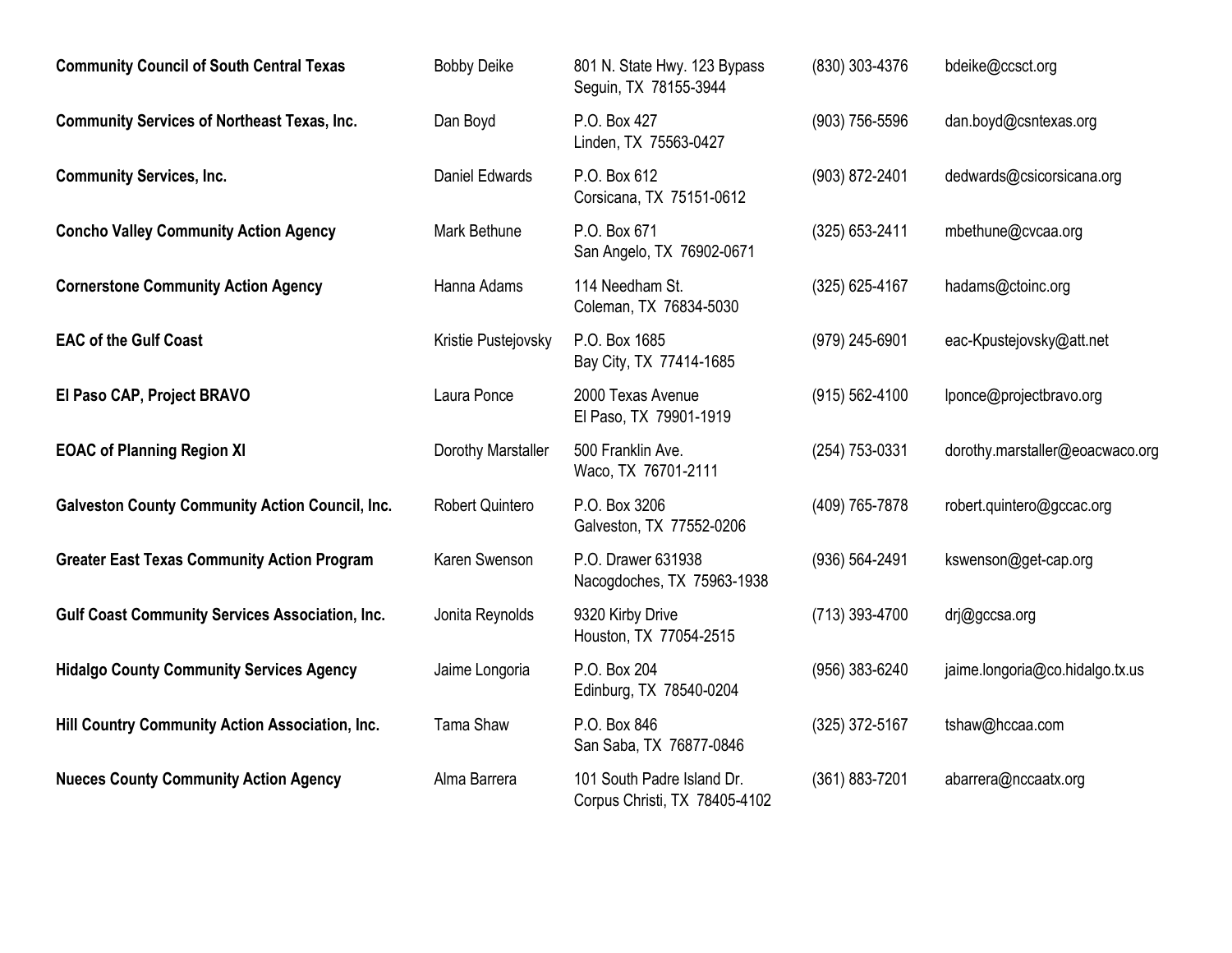| | | | | |
|---|---|---|---|---|
| **Community Council of South Central Texas** | Bobby Deike | 801 N. State Hwy. 123 Bypass<br>Seguin, TX 78155-3944 | (830) 303-4376 | bdeike@ccsct.org |
| **Community Services of Northeast Texas, Inc.** | Dan Boyd | P.O. Box 427<br>Linden, TX 75563-0427 | (903) 756-5596 | dan.boyd@csntexas.org |
| **Community Services, Inc.** | Daniel Edwards | P.O. Box 612<br>Corsicana, TX 75151-0612 | (903) 872-2401 | dedwards@csicorsicana.org |
| **Concho Valley Community Action Agency** | Mark Bethune | P.O. Box 671<br>San Angelo, TX 76902-0671 | (325) 653-2411 | mbethune@cvcaa.org |
| **Cornerstone Community Action Agency** | Hanna Adams | 114 Needham St.<br>Coleman, TX 76834-5030 | (325) 625-4167 | hadams@ctoinc.org |
| **EAC of the Gulf Coast** | Kristie Pustejovsky | P.O. Box 1685<br>Bay City, TX 77414-1685 | (979) 245-6901 | eac-Kpustejovsky@att.net |
| **El Paso CAP, Project BRAVO** | Laura Ponce | 2000 Texas Avenue<br>El Paso, TX 79901-1919 | (915) 562-4100 | lponce@projectbravo.org |
| **EOAC of Planning Region XI** | Dorothy Marstaller | 500 Franklin Ave.<br>Waco, TX 76701-2111 | (254) 753-0331 | dorothy.marstaller@eoacwaco.org |
| **Galveston County Community Action Council, Inc.** | Robert Quintero | P.O. Box 3206<br>Galveston, TX 77552-0206 | (409) 765-7878 | robert.quintero@gccac.org |
| **Greater East Texas Community Action Program** | Karen Swenson | P.O. Drawer 631938<br>Nacogdoches, TX 75963-1938 | (936) 564-2491 | kswenson@get-cap.org |
| **Gulf Coast Community Services Association, Inc.** | Jonita Reynolds | 9320 Kirby Drive<br>Houston, TX 77054-2515 | (713) 393-4700 | drj@gccsa.org |
| **Hidalgo County Community Services Agency** | Jaime Longoria | P.O. Box 204<br>Edinburg, TX 78540-0204 | (956) 383-6240 | jaime.longoria@co.hidalgo.tx.us |
| **Hill Country Community Action Association, Inc.** | Tama Shaw | P.O. Box 846<br>San Saba, TX 76877-0846 | (325) 372-5167 | tshaw@hccaa.com |
| **Nueces County Community Action Agency** | Alma Barrera | 101 South Padre Island Dr.<br>Corpus Christi, TX 78405-4102 | (361) 883-7201 | abarrera@nccaatx.org |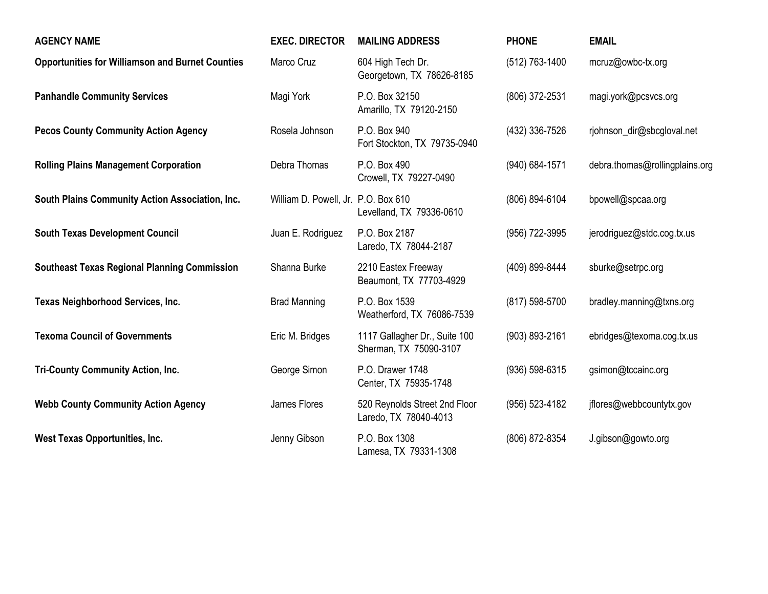| AGENCY NAME | EXEC. DIRECTOR | MAILING ADDRESS | PHONE | EMAIL |
|---|---|---|---|---|
| **Opportunities for Williamson and Burnet Counties** | Marco Cruz | 604 High Tech Dr.<br>Georgetown, TX 78626-8185 | (512) 763-1400 | mcruz@owbc-tx.org |
| **Panhandle Community Services** | Magi York | P.O. Box 32150<br>Amarillo, TX 79120-2150 | (806) 372-2531 | magi.york@pcsvcs.org |
| **Pecos County Community Action Agency** | Rosela Johnson | P.O. Box 940<br>Fort Stockton, TX 79735-0940 | (432) 336-7526 | rjohnson_dir@sbcgloval.net |
| **Rolling Plains Management Corporation** | Debra Thomas | P.O. Box 490<br>Crowell, TX 79227-0490 | (940) 684-1571 | debra.thomas@rollingplains.org |
| **South Plains Community Action Association, Inc.** | William D. Powell, Jr. | P.O. Box 610<br>Levelland, TX 79336-0610 | (806) 894-6104 | bpowell@spcaa.org |
| **South Texas Development Council** | Juan E. Rodriguez | P.O. Box 2187<br>Laredo, TX 78044-2187 | (956) 722-3995 | jerodriguez@stdc.cog.tx.us |
| **Southeast Texas Regional Planning Commission** | Shanna Burke | 2210 Eastex Freeway<br>Beaumont, TX 77703-4929 | (409) 899-8444 | sburke@setrpc.org |
| **Texas Neighborhood Services, Inc.** | Brad Manning | P.O. Box 1539<br>Weatherford, TX 76086-7539 | (817) 598-5700 | bradley.manning@txns.org |
| **Texoma Council of Governments** | Eric M. Bridges | 1117 Gallagher Dr., Suite 100<br>Sherman, TX 75090-3107 | (903) 893-2161 | ebridges@texoma.cog.tx.us |
| **Tri-County Community Action, Inc.** | George Simon | P.O. Drawer 1748<br>Center, TX 75935-1748 | (936) 598-6315 | gsimon@tccainc.org |
| **Webb County Community Action Agency** | James Flores | 520 Reynolds Street 2nd Floor<br>Laredo, TX 78040-4013 | (956) 523-4182 | jflores@webbcountytx.gov |
| **West Texas Opportunities, Inc.** | Jenny Gibson | P.O. Box 1308<br>Lamesa, TX 79331-1308 | (806) 872-8354 | J.gibson@gowto.org |